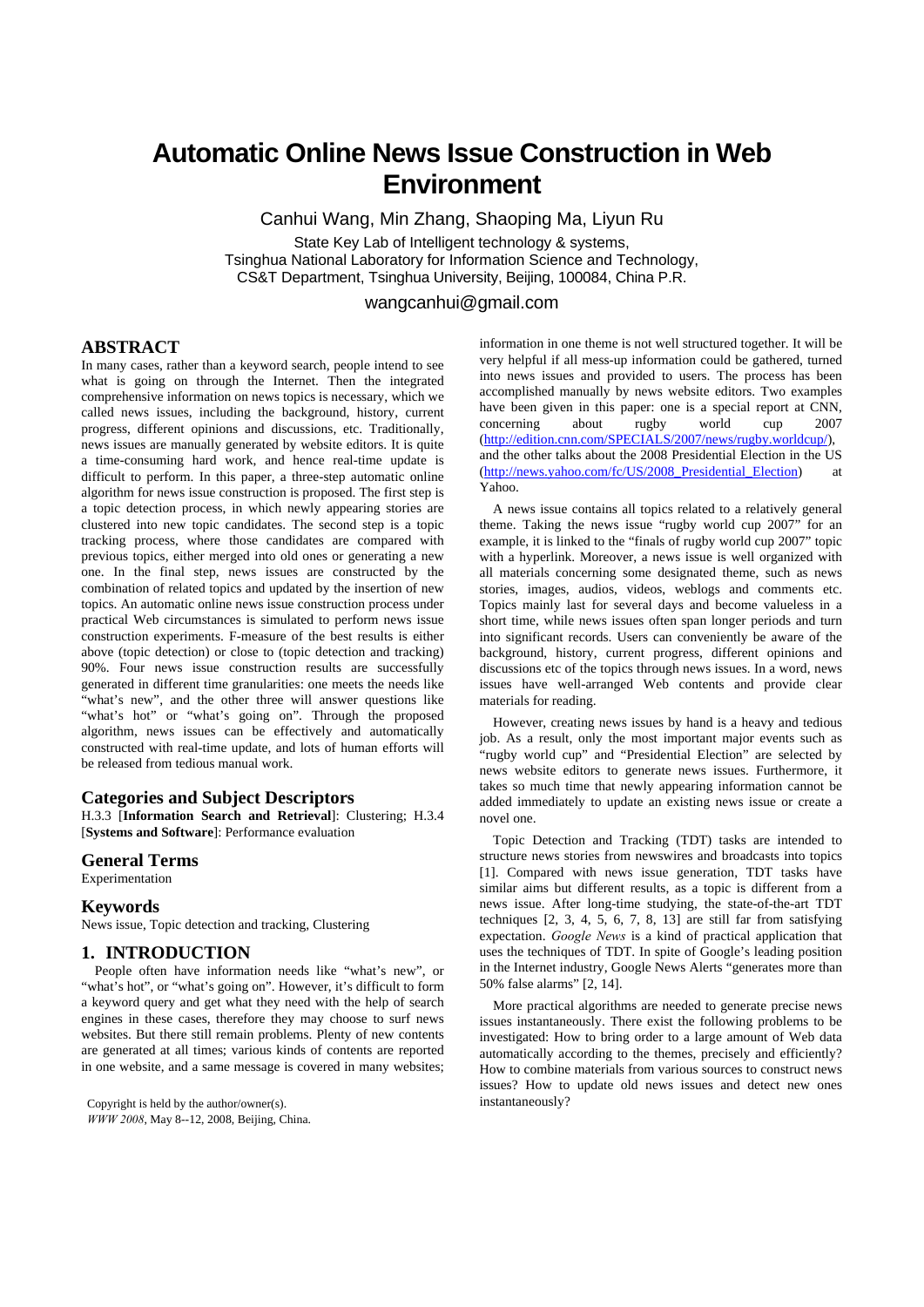# Automatic Online News Issue Construction in Web Environment

Canhui Wang, Min Zhang, Shaoping Ma, Liyun Ru

State Key Lab of Intelligent technology & systems,
Tsinghua National Laboratory for Information Science and Technology,
CS&T Department, Tsinghua University, Beijing, 100084, China P.R.

wangcanhui@gmail.com

## ABSTRACT

In many cases, rather than a keyword search, people intend to see what is going on through the Internet. Then the integrated comprehensive information on news topics is necessary, which we called news issues, including the background, history, current progress, different opinions and discussions, etc. Traditionally, news issues are manually generated by website editors. It is quite a time-consuming hard work, and hence real-time update is difficult to perform. In this paper, a three-step automatic online algorithm for news issue construction is proposed. The first step is a topic detection process, in which newly appearing stories are clustered into new topic candidates. The second step is a topic tracking process, where those candidates are compared with previous topics, either merged into old ones or generating a new one. In the final step, news issues are constructed by the combination of related topics and updated by the insertion of new topics. An automatic online news issue construction process under practical Web circumstances is simulated to perform news issue construction experiments. F-measure of the best results is either above (topic detection) or close to (topic detection and tracking) 90%. Four news issue construction results are successfully generated in different time granularities: one meets the needs like "what's new", and the other three will answer questions like "what's hot" or "what's going on". Through the proposed algorithm, news issues can be effectively and automatically constructed with real-time update, and lots of human efforts will be released from tedious manual work.

## Categories and Subject Descriptors

H.3.3 [**Information Search and Retrieval**]: Clustering; H.3.4 [**Systems and Software**]: Performance evaluation

## General Terms

Experimentation

## Keywords

News issue, Topic detection and tracking, Clustering

## 1. INTRODUCTION

People often have information needs like "what's new", or "what's hot", or "what's going on". However, it's difficult to form a keyword query and get what they need with the help of search engines in these cases, therefore they may choose to surf news websites. But there still remain problems. Plenty of new contents are generated at all times; various kinds of contents are reported in one website, and a same message is covered in many websites; information in one theme is not well structured together. It will be very helpful if all mess-up information could be gathered, turned into news issues and provided to users. The process has been accomplished manually by news website editors. Two examples have been given in this paper: one is a special report at CNN, concerning about rugby world cup 2007 (http://edition.cnn.com/SPECIALS/2007/news/rugby.worldcup/), and the other talks about the 2008 Presidential Election in the US (http://news.yahoo.com/fc/US/2008_Presidential_Election) at Yahoo.

A news issue contains all topics related to a relatively general theme. Taking the news issue "rugby world cup 2007" for an example, it is linked to the "finals of rugby world cup 2007" topic with a hyperlink. Moreover, a news issue is well organized with all materials concerning some designated theme, such as news stories, images, audios, videos, weblogs and comments etc. Topics mainly last for several days and become valueless in a short time, while news issues often span longer periods and turn into significant records. Users can conveniently be aware of the background, history, current progress, different opinions and discussions etc of the topics through news issues. In a word, news issues have well-arranged Web contents and provide clear materials for reading.

However, creating news issues by hand is a heavy and tedious job. As a result, only the most important major events such as "rugby world cup" and "Presidential Election" are selected by news website editors to generate news issues. Furthermore, it takes so much time that newly appearing information cannot be added immediately to update an existing news issue or create a novel one.

Topic Detection and Tracking (TDT) tasks are intended to structure news stories from newswires and broadcasts into topics [1]. Compared with news issue generation, TDT tasks have similar aims but different results, as a topic is different from a news issue. After long-time studying, the state-of-the-art TDT techniques [2, 3, 4, 5, 6, 7, 8, 13] are still far from satisfying expectation. *Google News* is a kind of practical application that uses the techniques of TDT. In spite of Google's leading position in the Internet industry, Google News Alerts "generates more than 50% false alarms" [2, 14].

More practical algorithms are needed to generate precise news issues instantaneously. There exist the following problems to be investigated: How to bring order to a large amount of Web data automatically according to the themes, precisely and efficiently? How to combine materials from various sources to construct news issues? How to update old news issues and detect new ones instantaneously?

Copyright is held by the author/owner(s).
*WWW 2008*, May 8--12, 2008, Beijing, China.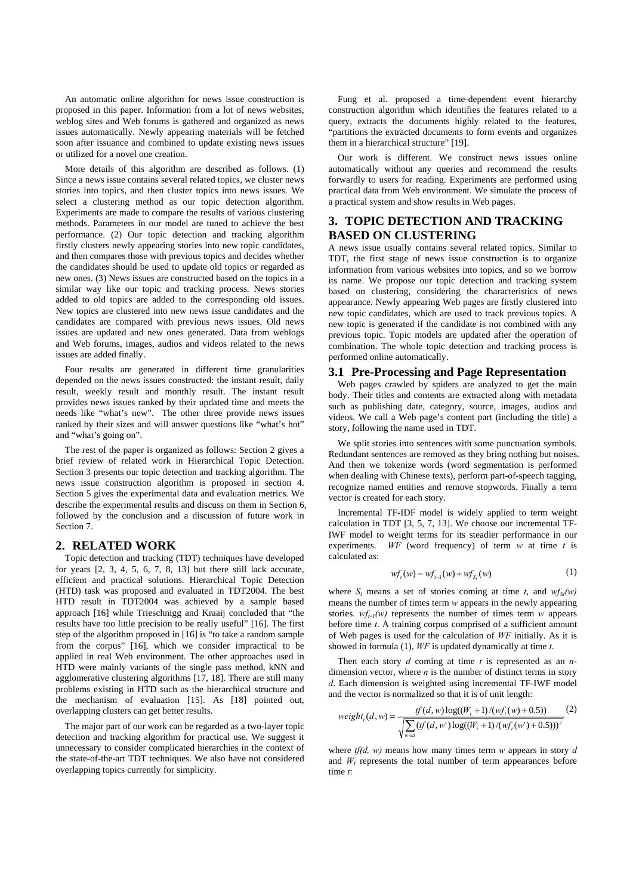An automatic online algorithm for news issue construction is proposed in this paper. Information from a lot of news websites, weblog sites and Web forums is gathered and organized as news issues automatically. Newly appearing materials will be fetched soon after issuance and combined to update existing news issues or utilized for a novel one creation.

More details of this algorithm are described as follows. (1) Since a news issue contains several related topics, we cluster news stories into topics, and then cluster topics into news issues. We select a clustering method as our topic detection algorithm. Experiments are made to compare the results of various clustering methods. Parameters in our model are tuned to achieve the best performance. (2) Our topic detection and tracking algorithm firstly clusters newly appearing stories into new topic candidates, and then compares those with previous topics and decides whether the candidates should be used to update old topics or regarded as new ones. (3) News issues are constructed based on the topics in a similar way like our topic and tracking process. News stories added to old topics are added to the corresponding old issues. New topics are clustered into new news issue candidates and the candidates are compared with previous news issues. Old news issues are updated and new ones generated. Data from weblogs and Web forums, images, audios and videos related to the news issues are added finally.

Four results are generated in different time granularities depended on the news issues constructed: the instant result, daily result, weekly result and monthly result. The instant result provides news issues ranked by their updated time and meets the needs like "what's new". The other three provide news issues ranked by their sizes and will answer questions like "what's hot" and "what's going on".

The rest of the paper is organized as follows: Section 2 gives a brief review of related work in Hierarchical Topic Detection. Section 3 presents our topic detection and tracking algorithm. The news issue construction algorithm is proposed in section 4. Section 5 gives the experimental data and evaluation metrics. We describe the experimental results and discuss on them in Section 6, followed by the conclusion and a discussion of future work in Section 7.

## 2. RELATED WORK

Topic detection and tracking (TDT) techniques have developed for years [2, 3, 4, 5, 6, 7, 8, 13] but there still lack accurate, efficient and practical solutions. Hierarchical Topic Detection (HTD) task was proposed and evaluated in TDT2004. The best HTD result in TDT2004 was achieved by a sample based approach [16] while Trieschnigg and Kraaij concluded that "the results have too little precision to be really useful" [16]. The first step of the algorithm proposed in [16] is "to take a random sample from the corpus" [16], which we consider impractical to be applied in real Web environment. The other approaches used in HTD were mainly variants of the single pass method, kNN and agglomerative clustering algorithms [17, 18]. There are still many problems existing in HTD such as the hierarchical structure and the mechanism of evaluation [15]. As [18] pointed out, overlapping clusters can get better results.

The major part of our work can be regarded as a two-layer topic detection and tracking algorithm for practical use. We suggest it unnecessary to consider complicated hierarchies in the context of the state-of-the-art TDT techniques. We also have not considered overlapping topics currently for simplicity.

Fung et al. proposed a time-dependent event hierarchy construction algorithm which identifies the features related to a query, extracts the documents highly related to the features, "partitions the extracted documents to form events and organizes them in a hierarchical structure" [19].

Our work is different. We construct news issues online automatically without any queries and recommend the results forwardly to users for reading. Experiments are performed using practical data from Web environment. We simulate the process of a practical system and show results in Web pages.

## 3. TOPIC DETECTION AND TRACKING BASED ON CLUSTERING

A news issue usually contains several related topics. Similar to TDT, the first stage of news issue construction is to organize information from various websites into topics, and so we borrow its name. We propose our topic detection and tracking system based on clustering, considering the characteristics of news appearance. Newly appearing Web pages are firstly clustered into new topic candidates, which are used to track previous topics. A new topic is generated if the candidate is not combined with any previous topic. Topic models are updated after the operation of combination. The whole topic detection and tracking process is performed online automatically.

### 3.1 Pre-Processing and Page Representation

Web pages crawled by spiders are analyzed to get the main body. Their titles and contents are extracted along with metadata such as publishing date, category, source, images, audios and videos. We call a Web page's content part (including the title) a story, following the name used in TDT.

We split stories into sentences with some punctuation symbols. Redundant sentences are removed as they bring nothing but noises. And then we tokenize words (word segmentation is performed when dealing with Chinese texts), perform part-of-speech tagging, recognize named entities and remove stopwords. Finally a term vector is created for each story.

Incremental TF-IDF model is widely applied to term weight calculation in TDT [3, 5, 7, 13]. We choose our incremental TF-IWF model to weight terms for its steadier performance in our experiments. *WF* (word frequency) of term $w$ at time $t$ is calculated as:

$$wf_t(w) = wf_{t-1}(w) + wf_{S_t}(w) \tag{1}$$

where $S_t$ means a set of stories coming at time $t$, and $wf_{St}(w)$ means the number of times term $w$ appears in the newly appearing stories. $wf_{t-1}(w)$ represents the number of times term $w$ appears before time $t$. A training corpus comprised of a sufficient amount of Web pages is used for the calculation of *WF* initially. As it is showed in formula (1), *WF* is updated dynamically at time $t$.

Then each story $d$ coming at time $t$ is represented as an $n$-dimension vector, where $n$ is the number of distinct terms in story $d$. Each dimension is weighted using incremental TF-IWF model and the vector is normalized so that it is of unit length:

$$weight_t(d,w) = \frac{tf(d,w)\log((W_t+1)/(wf_t(w)+0.5))}{\sqrt{\sum_{w' \in d}(tf(d,w')\log((W_t+1)/(wf_t(w')+0.5)))^2}} \tag{2}$$

where $tf(d, w)$ means how many times term $w$ appears in story $d$ and $W_t$ represents the total number of term appearances before time $t$: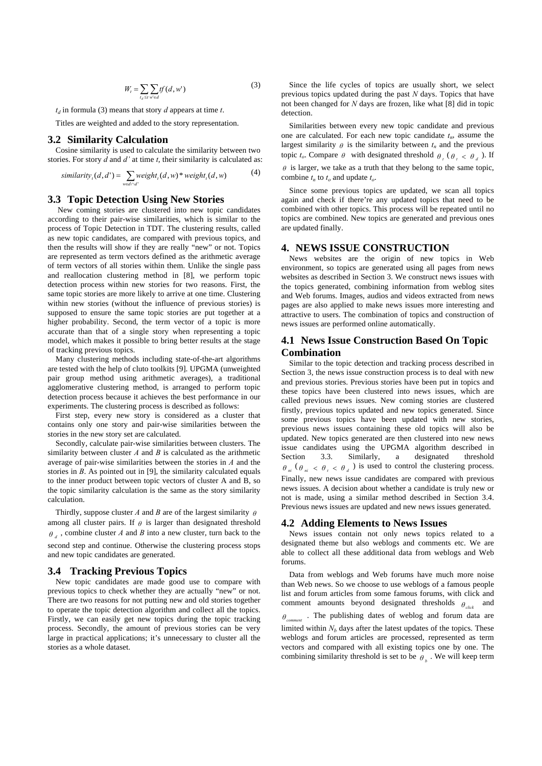$$W_t = \sum_{t_d \le t} \sum_{w' \in d} tf(d, w') \tag{3}$$

$t_d$ in formula (3) means that story $d$ appears at time $t$.

Titles are weighted and added to the story representation.

### 3.2 Similarity Calculation

Cosine similarity is used to calculate the similarity between two stories. For story $d$ and $d'$ at time $t$, their similarity is calculated as:

$$similarity_t(d, d') = \sum_{w \in d \cap d'} weight_t(d, w) * weight_t(d, w) \tag{4}$$

### 3.3 Topic Detection Using New Stories

New coming stories are clustered into new topic candidates according to their pair-wise similarities, which is similar to the process of Topic Detection in TDT. The clustering results, called as new topic candidates, are compared with previous topics, and then the results will show if they are really "new" or not. Topics are represented as term vectors defined as the arithmetic average of term vectors of all stories within them. Unlike the single pass and reallocation clustering method in [8], we perform topic detection process within new stories for two reasons. First, the same topic stories are more likely to arrive at one time. Clustering within new stories (without the influence of previous stories) is supposed to ensure the same topic stories are put together at a higher probability. Second, the term vector of a topic is more accurate than that of a single story when representing a topic model, which makes it possible to bring better results at the stage of tracking previous topics.

Many clustering methods including state-of-the-art algorithms are tested with the help of cluto toolkits [9]. UPGMA (unweighted pair group method using arithmetic averages), a traditional agglomerative clustering method, is arranged to perform topic detection process because it achieves the best performance in our experiments. The clustering process is described as follows:

First step, every new story is considered as a cluster that contains only one story and pair-wise similarities between the stories in the new story set are calculated.

Secondly, calculate pair-wise similarities between clusters. The similarity between cluster $A$ and $B$ is calculated as the arithmetic average of pair-wise similarities between the stories in $A$ and the stories in $B$. As pointed out in [9], the similarity calculated equals to the inner product between topic vectors of cluster A and B, so the topic similarity calculation is the same as the story similarity calculation.

Thirdly, suppose cluster $A$ and $B$ are of the largest similarity $\theta$ among all cluster pairs. If $\theta$ is larger than designated threshold $\theta_d$, combine cluster $A$ and $B$ into a new cluster, turn back to the second step and continue. Otherwise the clustering process stops and new topic candidates are generated.

### 3.4 Tracking Previous Topics

New topic candidates are made good use to compare with previous topics to check whether they are actually "new" or not. There are two reasons for not putting new and old stories together to operate the topic detection algorithm and collect all the topics. Firstly, we can easily get new topics during the topic tracking process. Secondly, the amount of previous stories can be very large in practical applications; it's unnecessary to cluster all the stories as a whole dataset.

Since the life cycles of topics are usually short, we select previous topics updated during the past $N$ days. Topics that have not been changed for $N$ days are frozen, like what [8] did in topic detection.

Similarities between every new topic candidate and previous one are calculated. For each new topic candidate $t_n$, assume the largest similarity $\theta$ is the similarity between $t_n$ and the previous topic $t_o$. Compare $\theta$ with designated threshold $\theta_t$ ($\theta_t < \theta_d$). If $\theta$ is larger, we take as a truth that they belong to the same topic, combine $t_n$ to $t_o$ and update $t_o$.

Since some previous topics are updated, we scan all topics again and check if there're any updated topics that need to be combined with other topics. This process will be repeated until no topics are combined. New topics are generated and previous ones are updated finally.

## 4. NEWS ISSUE CONSTRUCTION

News websites are the origin of new topics in Web environment, so topics are generated using all pages from news websites as described in Section 3. We construct news issues with the topics generated, combining information from weblog sites and Web forums. Images, audios and videos extracted from news pages are also applied to make news issues more interesting and attractive to users. The combination of topics and construction of news issues are performed online automatically.

### 4.1 News Issue Construction Based On Topic Combination

Similar to the topic detection and tracking process described in Section 3, the news issue construction process is to deal with new and previous stories. Previous stories have been put in topics and these topics have been clustered into news issues, which are called previous news issues. New coming stories are clustered firstly, previous topics updated and new topics generated. Since some previous topics have been updated with new stories, previous news issues containing these old topics will also be updated. New topics generated are then clustered into new news issue candidates using the UPGMA algorithm described in Section 3.3. Similarly, a designated threshold $\theta_{ni}$ ($\theta_{ni} < \theta_t < \theta_d$) is used to control the clustering process. Finally, new news issue candidates are compared with previous news issues. A decision about whether a candidate is truly new or not is made, using a similar method described in Section 3.4. Previous news issues are updated and new news issues generated.

### 4.2 Adding Elements to News Issues

News issues contain not only news topics related to a designated theme but also weblogs and comments etc. We are able to collect all these additional data from weblogs and Web forums.

Data from weblogs and Web forums have much more noise than Web news. So we choose to use weblogs of a famous people list and forum articles from some famous forums, with click and comment amounts beyond designated thresholds $\theta_{click}$ and $\theta_{comment}$. The publishing dates of weblog and forum data are limited within $N_b$ days after the latest updates of the topics. These weblogs and forum articles are processed, represented as term vectors and compared with all existing topics one by one. The combining similarity threshold is set to be $\theta_b$. We will keep term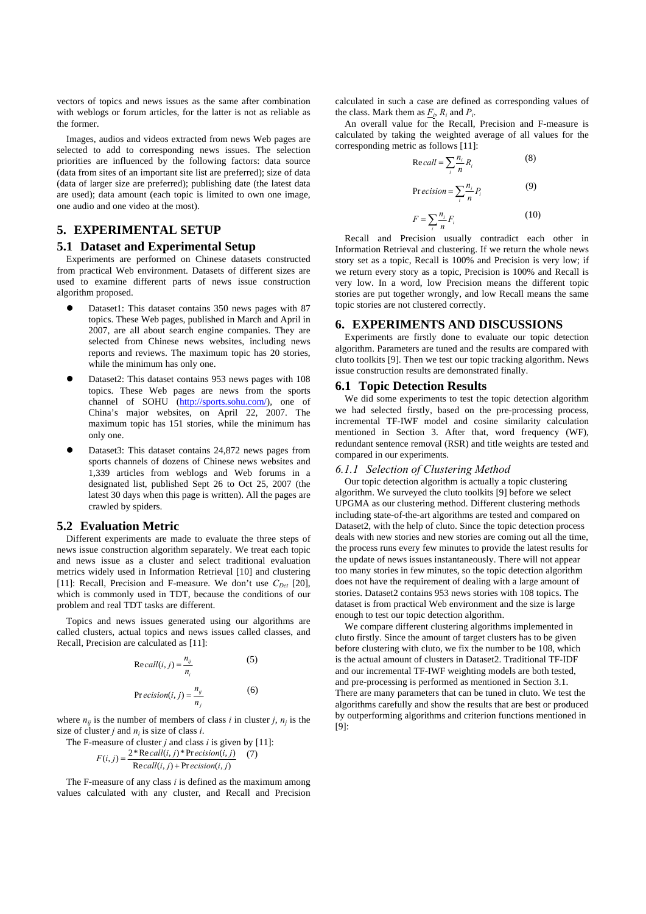vectors of topics and news issues as the same after combination with weblogs or forum articles, for the latter is not as reliable as the former.

Images, audios and videos extracted from news Web pages are selected to add to corresponding news issues. The selection priorities are influenced by the following factors: data source (data from sites of an important site list are preferred); size of data (data of larger size are preferred); publishing date (the latest data are used); data amount (each topic is limited to own one image, one audio and one video at the most).

# 5. EXPERIMENTAL SETUP

## 5.1 Dataset and Experimental Setup

Experiments are performed on Chinese datasets constructed from practical Web environment. Datasets of different sizes are used to examine different parts of news issue construction algorithm proposed.

- Dataset1: This dataset contains 350 news pages with 87 topics. These Web pages, published in March and April in 2007, are all about search engine companies. They are selected from Chinese news websites, including news reports and reviews. The maximum topic has 20 stories, while the minimum has only one.
- Dataset2: This dataset contains 953 news pages with 108 topics. These Web pages are news from the sports channel of SOHU (http://sports.sohu.com/), one of China's major websites, on April 22, 2007. The maximum topic has 151 stories, while the minimum has only one.
- Dataset3: This dataset contains 24,872 news pages from sports channels of dozens of Chinese news websites and 1,339 articles from weblogs and Web forums in a designated list, published Sept 26 to Oct 25, 2007 (the latest 30 days when this page is written). All the pages are crawled by spiders.

## 5.2 Evaluation Metric

Different experiments are made to evaluate the three steps of news issue construction algorithm separately. We treat each topic and news issue as a cluster and select traditional evaluation metrics widely used in Information Retrieval [10] and clustering [11]: Recall, Precision and F-measure. We don't use $C_{Det}$ [20], which is commonly used in TDT, because the conditions of our problem and real TDT tasks are different.

Topics and news issues generated using our algorithms are called clusters, actual topics and news issues called classes, and Recall, Precision are calculated as [11]:

$$Recall(i,j) = \frac{n_{ij}}{n_i} \qquad (5)$$

$$Precision(i,j) = \frac{n_{ij}}{n_j} \qquad (6)$$

where $n_{ij}$ is the number of members of class $i$ in cluster $j$, $n_j$ is the size of cluster $j$ and $n_i$ is size of class $i$.

The F-measure of cluster $j$ and class $i$ is given by [11]:

$$F(i,j) = \frac{2 * Recall(i,j) * Precision(i,j)}{Recall(i,j) + Precision(i,j)} \qquad (7)$$

The F-measure of any class $i$ is defined as the maximum among values calculated with any cluster, and Recall and Precision calculated in such a case are defined as corresponding values of the class. Mark them as $F_i$, $R_i$ and $P_i$.

An overall value for the Recall, Precision and F-measure is calculated by taking the weighted average of all values for the corresponding metric as follows [11]:

$$Recall = \sum_i \frac{n_i}{n} R_i \qquad (8)$$

$$Precision = \sum_i \frac{n_i}{n} P_i \qquad (9)$$

$$F = \sum_i \frac{n_i}{n} F_i \qquad (10)$$

Recall and Precision usually contradict each other in Information Retrieval and clustering. If we return the whole news story set as a topic, Recall is 100% and Precision is very low; if we return every story as a topic, Precision is 100% and Recall is very low. In a word, low Precision means the different topic stories are put together wrongly, and low Recall means the same topic stories are not clustered correctly.

# 6. EXPERIMENTS AND DISCUSSIONS

Experiments are firstly done to evaluate our topic detection algorithm. Parameters are tuned and the results are compared with cluto toolkits [9]. Then we test our topic tracking algorithm. News issue construction results are demonstrated finally.

## 6.1 Topic Detection Results

We did some experiments to test the topic detection algorithm we had selected firstly, based on the pre-processing process, incremental TF-IWF model and cosine similarity calculation mentioned in Section 3. After that, word frequency (WF), redundant sentence removal (RSR) and title weights are tested and compared in our experiments.

### *6.1.1 Selection of Clustering Method*

Our topic detection algorithm is actually a topic clustering algorithm. We surveyed the cluto toolkits [9] before we select UPGMA as our clustering method. Different clustering methods including state-of-the-art algorithms are tested and compared on Dataset2, with the help of cluto. Since the topic detection process deals with new stories and new stories are coming out all the time, the process runs every few minutes to provide the latest results for the update of news issues instantaneously. There will not appear too many stories in few minutes, so the topic detection algorithm does not have the requirement of dealing with a large amount of stories. Dataset2 contains 953 news stories with 108 topics. The dataset is from practical Web environment and the size is large enough to test our topic detection algorithm.

We compare different clustering algorithms implemented in cluto firstly. Since the amount of target clusters has to be given before clustering with cluto, we fix the number to be 108, which is the actual amount of clusters in Dataset2. Traditional TF-IDF and our incremental TF-IWF weighting models are both tested, and pre-processing is performed as mentioned in Section 3.1. There are many parameters that can be tuned in cluto. We test the algorithms carefully and show the results that are best or produced by outperforming algorithms and criterion functions mentioned in [9]: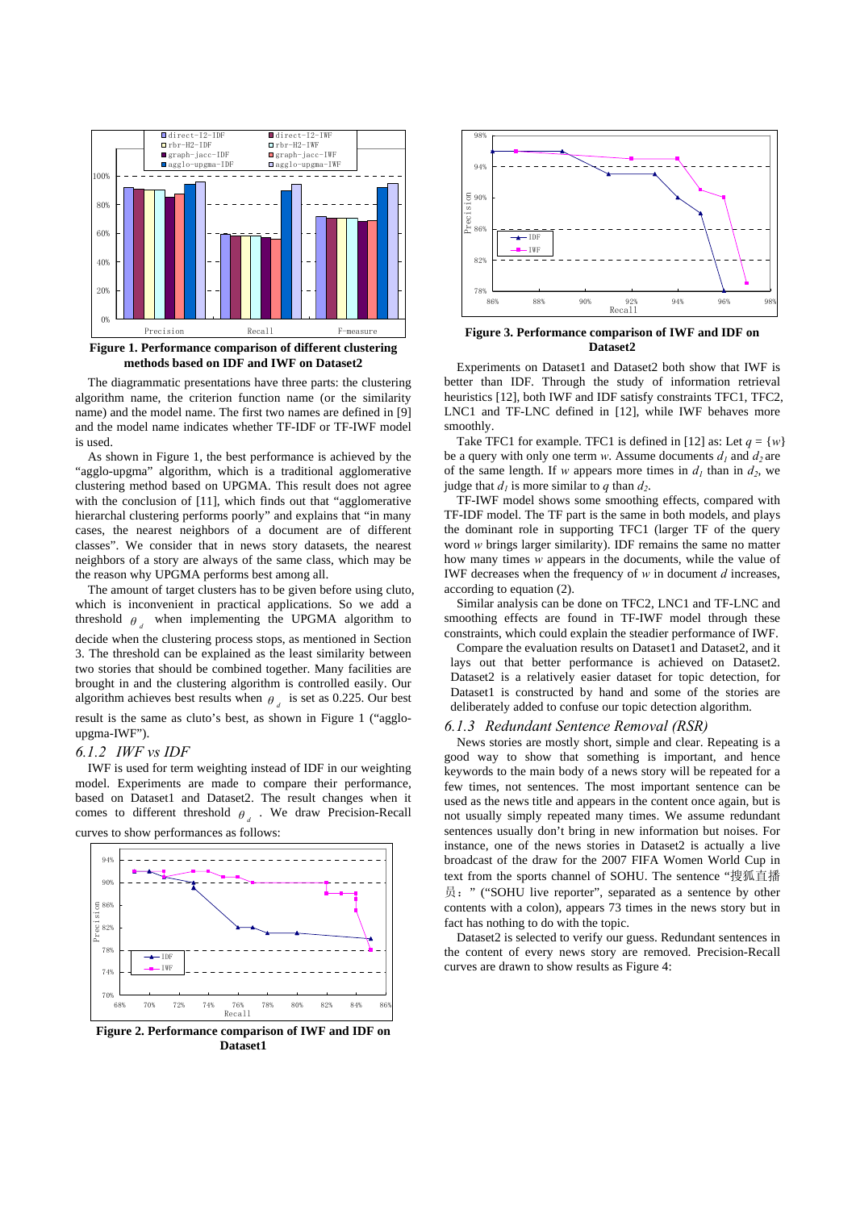100%
80%
60%
40%
20%
0%
Precision
Recall
F-measure
direct-I2-IDF
direct-I2-IWF
rbr-H2-IDF
rbr-H2-IWF
graph-jacc-IDF
graph-jacc-IWF
agglo-upgma-IDF
agglo-upgma-IWF

**Figure 1. Performance comparison of different clustering methods based on IDF and IWF on Dataset2**

The diagrammatic presentations have three parts: the clustering algorithm name, the criterion function name (or the similarity name) and the model name. The first two names are defined in [9] and the model name indicates whether TF-IDF or TF-IWF model is used.

As shown in Figure 1, the best performance is achieved by the "agglo-upgma" algorithm, which is a traditional agglomerative clustering method based on UPGMA. This result does not agree with the conclusion of [11], which finds out that "agglomerative hierarchical clustering performs poorly" and explains that "in many cases, the nearest neighbors of a document are of different classes". We consider that in news story datasets, the nearest neighbors of a story are always of the same class, which may be the reason why UPGMA performs best among all.

The amount of target clusters has to be given before using cluto, which is inconvenient in practical applications. So we add a threshold $\theta_d$ when implementing the UPGMA algorithm to decide when the clustering process stops, as mentioned in Section 3. The threshold can be explained as the least similarity between two stories that should be combined together. Many facilities are brought in and the clustering algorithm is controlled easily. Our algorithm achieves best results when $\theta_d$ is set as 0.225. Our best result is the same as cluto's best, as shown in Figure 1 ("agglo-upgma-IWF").

### 6.1.2 IWF vs IDF

IWF is used for term weighting instead of IDF in our weighting model. Experiments are made to compare their performance, based on Dataset1 and Dataset2. The result changes when it comes to different threshold $\theta_d$. We draw Precision-Recall curves to show performances as follows:

94%
90%
86%
82%
78%
74%
70%
68%
70%
72%
74%
76%
78%
80%
82%
84%
86%
Precision
Recall
IDF
IWF

**Figure 2. Performance comparison of IWF and IDF on Dataset1**

98%
94%
90%
86%
82%
78%
86%
88%
90%
92%
94%
96%
98%
Precision
Recall
IDF
IWF

**Figure 3. Performance comparison of IWF and IDF on Dataset2**

Experiments on Dataset1 and Dataset2 both show that IWF is better than IDF. Through the study of information retrieval heuristics [12], both IWF and IDF satisfy constraints TFC1, TFC2, LNC1 and TF-LNC defined in [12], while IWF behaves more smoothly.

Take TFC1 for example. TFC1 is defined in [12] as: Let $q = \{w\}$ be a query with only one term $w$. Assume documents $d_1$ and $d_2$ are of the same length. If $w$ appears more times in $d_1$ than in $d_2$, we judge that $d_1$ is more similar to $q$ than $d_2$.

TF-IWF model shows some smoothing effects, compared with TF-IDF model. The TF part is the same in both models, and plays the dominant role in supporting TFC1 (larger TF of the query word $w$ brings larger similarity). IDF remains the same no matter how many times $w$ appears in the documents, while the value of IWF decreases when the frequency of $w$ in document $d$ increases, according to equation (2).

Similar analysis can be done on TFC2, LNC1 and TF-LNC and smoothing effects are found in TF-IWF model through these constraints, which could explain the steadier performance of IWF.

Compare the evaluation results on Dataset1 and Dataset2, and it lays out that better performance is achieved on Dataset2. Dataset2 is a relatively easier dataset for topic detection, for Dataset1 is constructed by hand and some of the stories are deliberately added to confuse our topic detection algorithm.

### 6.1.3 Redundant Sentence Removal (RSR)

News stories are mostly short, simple and clear. Repeating is a good way to show that something is important, and hence keywords to the main body of a news story will be repeated for a few times, not sentences. The most important sentence can be used as the news title and appears in the content once again, but is not usually simply repeated many times. We assume redundant sentences usually don't bring in new information but noises. For instance, one of the news stories in Dataset2 is actually a live broadcast of the draw for the 2007 FIFA Women World Cup in text from the sports channel of SOHU. The sentence "搜狐直播员：" ("SOHU live reporter", separated as a sentence by other contents with a colon), appears 73 times in the news story but in fact has nothing to do with the topic.

Dataset2 is selected to verify our guess. Redundant sentences in the content of every news story are removed. Precision-Recall curves are drawn to show results as Figure 4: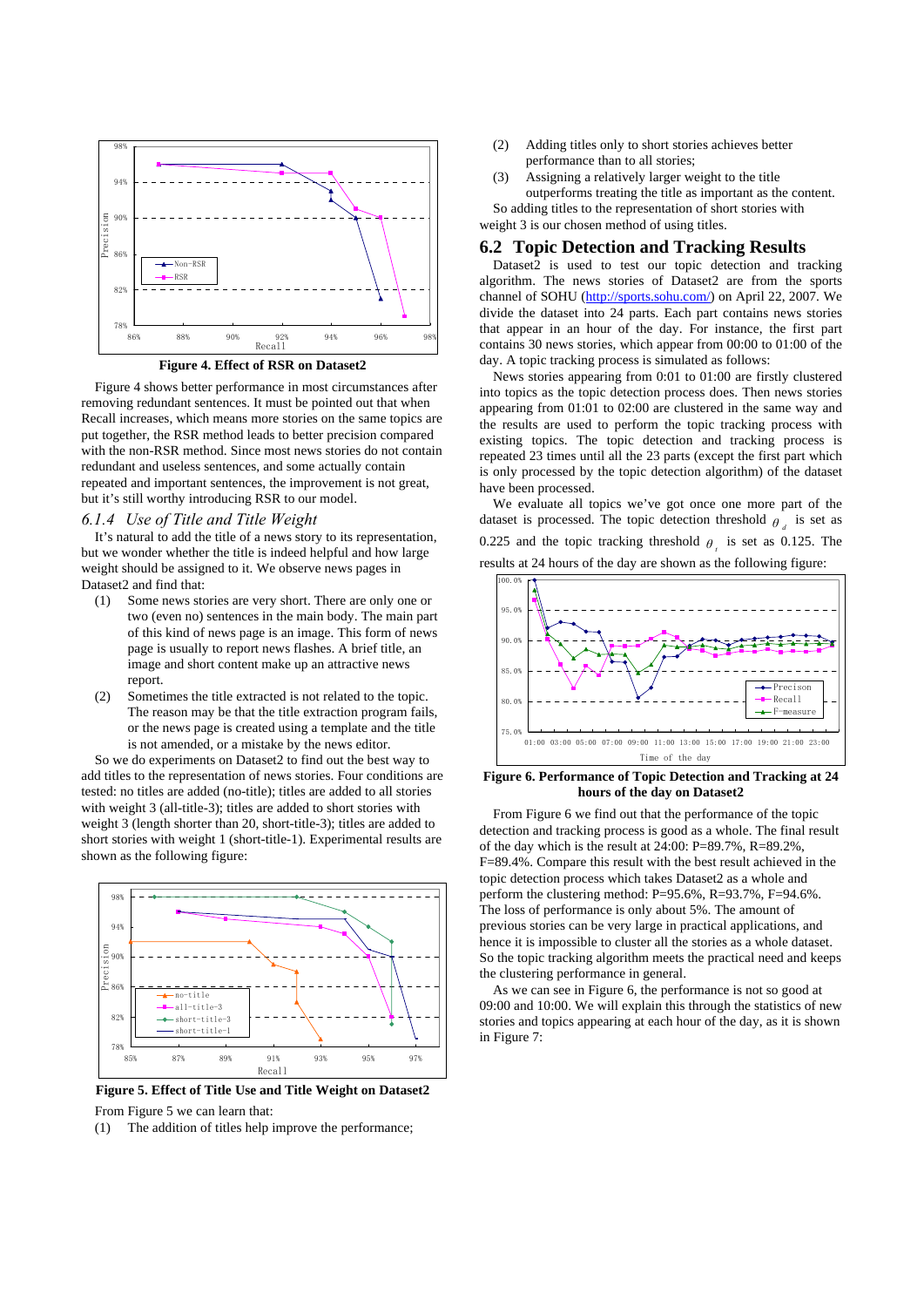98%
94%
90%
86%
82%
78%
Precision
86% 88% 90% 92% 94% 96% 98%
Recall
Non-RSR
RSR

**Figure 4. Effect of RSR on Dataset2**

Figure 4 shows better performance in most circumstances after removing redundant sentences. It must be pointed out that when Recall increases, which means more stories on the same topics are put together, the RSR method leads to better precision compared with the non-RSR method. Since most news stories do not contain redundant and useless sentences, and some actually contain repeated and important sentences, the improvement is not great, but it's still worthy introducing RSR to our model.

### *6.1.4 Use of Title and Title Weight*

It's natural to add the title of a news story to its representation, but we wonder whether the title is indeed helpful and how large weight should be assigned to it. We observe news pages in Dataset2 and find that:

(1) Some news stories are very short. There are only one or two (even no) sentences in the main body. The main part of this kind of news page is an image. This form of news page is usually to report news flashes. A brief title, an image and short content make up an attractive news report.

(2) Sometimes the title extracted is not related to the topic. The reason may be that the title extraction program fails, or the news page is created using a template and the title is not amended, or a mistake by the news editor.

So we do experiments on Dataset2 to find out the best way to add titles to the representation of news stories. Four conditions are tested: no titles are added (no-title); titles are added to all stories with weight 3 (all-title-3); titles are added to short stories with weight 3 (length shorter than 20, short-title-3); titles are added to short stories with weight 1 (short-title-1). Experimental results are shown as the following figure:

98%
94%
90%
86%
82%
78%
Precision
85% 87% 89% 91% 93% 95% 97%
Recall
no-title
all-title-3
short-title-3
short-title-1

**Figure 5. Effect of Title Use and Title Weight on Dataset2**

From Figure 5 we can learn that:

(1) The addition of titles help improve the performance;

(2) Adding titles only to short stories achieves better performance than to all stories;

(3) Assigning a relatively larger weight to the title outperforms treating the title as important as the content.

So adding titles to the representation of short stories with weight 3 is our chosen method of using titles.

## 6.2 Topic Detection and Tracking Results

Dataset2 is used to test our topic detection and tracking algorithm. The news stories of Dataset2 are from the sports channel of SOHU (http://sports.sohu.com/) on April 22, 2007. We divide the dataset into 24 parts. Each part contains news stories that appear in an hour of the day. For instance, the first part contains 30 news stories, which appear from 00:00 to 01:00 of the day. A topic tracking process is simulated as follows:

News stories appearing from 0:01 to 01:00 are firstly clustered into topics as the topic detection process does. Then news stories appearing from 01:01 to 02:00 are clustered in the same way and the results are used to perform the topic tracking process with existing topics. The topic detection and tracking process is repeated 23 times until all the 23 parts (except the first part which is only processed by the topic detection algorithm) of the dataset have been processed.

We evaluate all topics we've got once one more part of the dataset is processed. The topic detection threshold $\theta_d$ is set as 0.225 and the topic tracking threshold $\theta_t$ is set as 0.125. The results at 24 hours of the day are shown as the following figure:

100.0%
95.0%
90.0%
85.0%
80.0%
75.0%
01:00 03:00 05:00 07:00 09:00 11:00 13:00 15:00 17:00 19:00 21:00 23:00
Time of the day
Precison
Recall
F-measure

**Figure 6. Performance of Topic Detection and Tracking at 24 hours of the day on Dataset2**

From Figure 6 we find out that the performance of the topic detection and tracking process is good as a whole. The final result of the day which is the result at 24:00: P=89.7%, R=89.2%, F=89.4%. Compare this result with the best result achieved in the topic detection process which takes Dataset2 as a whole and perform the clustering method: P=95.6%, R=93.7%, F=94.6%. The loss of performance is only about 5%. The amount of previous stories can be very large in practical applications, and hence it is impossible to cluster all the stories as a whole dataset. So the topic tracking algorithm meets the practical need and keeps the clustering performance in general.

As we can see in Figure 6, the performance is not so good at 09:00 and 10:00. We will explain this through the statistics of new stories and topics appearing at each hour of the day, as it is shown in Figure 7: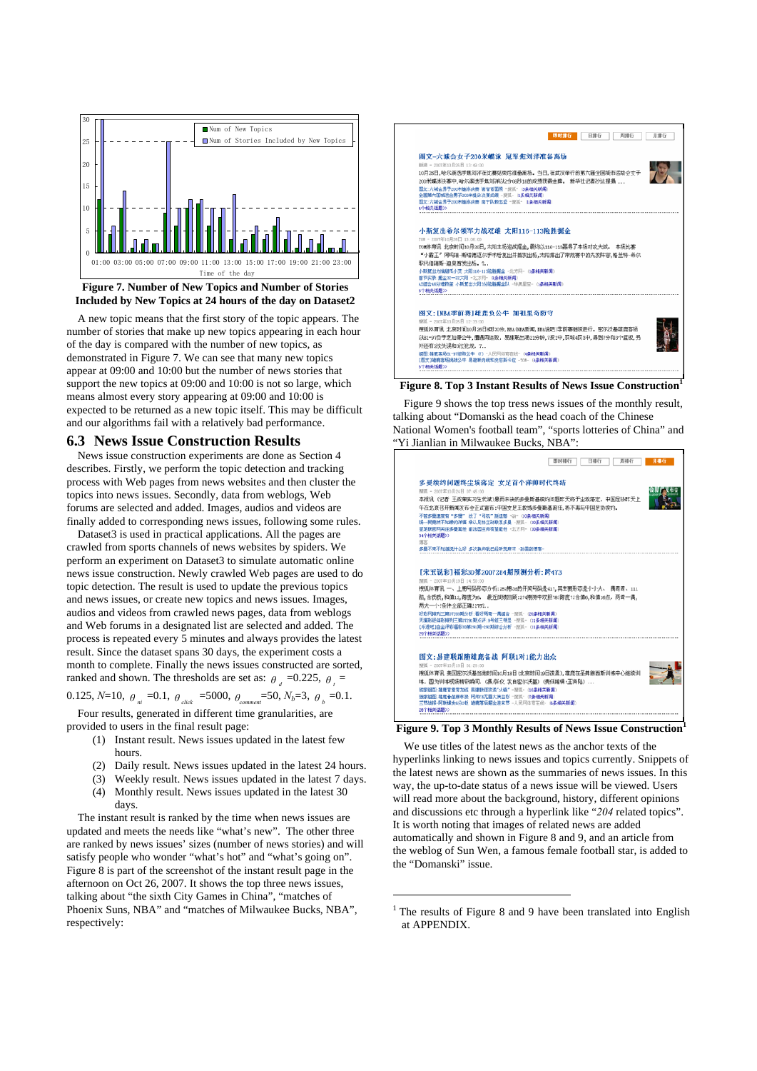30
25
20
15
10
5
0
01:00 03:00 05:00 07:00 09:00 11:00 13:00 15:00 17:00 19:00 21:00 23:00
Time of the day
Num of New Topics
Num of Stories Included by New Topics

**Figure 7. Number of New Topics and Number of Stories Included by New Topics at 24 hours of the day on Dataset2**

A new topic means that the first story of the topic appears. The number of stories that make up new topics appearing in each hour of the day is compared with the number of new topics, as demonstrated in Figure 7. We can see that many new topics appear at 09:00 and 10:00 but the number of news stories that support the new topics at 09:00 and 10:00 is not so large, which means almost every story appearing at 09:00 and 10:00 is expected to be returned as a new topic itself. This may be difficult and our algorithms fail with a relatively bad performance.

## 6.3 News Issue Construction Results

News issue construction experiments are done as Section 4 describes. Firstly, we perform the topic detection and tracking process with Web pages from news websites and then cluster the topics into news issues. Secondly, data from weblogs, Web forums are selected and added. Images, audios and videos are finally added to corresponding news issues, following some rules.

Dataset3 is used in practical applications. All the pages are crawled from sports channels of news websites by spiders. We perform an experiment on Dataset3 to simulate automatic online news issue construction. Newly crawled Web pages are used to do topic detection. The result is used to update the previous topics and news issues, or create new topics and news issues. Images, audios and videos from crawled news pages, data from weblogs and Web forums in a designated list are selected and added. The process is repeated every 5 minutes and always provides the latest result. Since the dataset spans 30 days, the experiment costs a month to complete. Finally the news issues constructed are sorted, ranked and shown. The thresholds are set as: $\theta_d$ =0.225, $\theta_t$ = 0.125, $N$=10, $\theta_{ni}$ =0.1, $\theta_{click}$ =5000, $\theta_{comment}$ =50, $N_b$=3, $\theta_b$ =0.1.

Four results, generated in different time granularities, are provided to users in the final result page:

(1) Instant result. News issues updated in the latest few hours.
(2) Daily result. News issues updated in the latest 24 hours.
(3) Weekly result. News issues updated in the latest 7 days.
(4) Monthly result. News issues updated in the latest 30 days.

The instant result is ranked by the time when news issues are updated and meets the needs like "what's new". The other three are ranked by news issues' sizes (number of news stories) and will satisfy people who wonder "what's hot" and "what's going on". Figure 8 is part of the screenshot of the instant result page in the afternoon on Oct 26, 2007. It shows the top three news issues, talking about "the sixth City Games in China", "matches of Phoenix Suns, NBA" and "matches of Milwaukee Bucks, NBA", respectively:

**Figure 8. Top 3 Instant Results of News Issue Construction**[1]

Figure 9 shows the top tress news issues of the monthly result, talking about "Domanski as the head coach of the Chinese National Women's football team", "sports lotteries of China" and "Yi Jianlian in Milwaukee Bucks, NBA":

**Figure 9. Top 3 Monthly Results of News Issue Construction**[1]

We use titles of the latest news as the anchor texts of the hyperlinks linking to news issues and topics currently. Snippets of the latest news are shown as the summaries of news issues. In this way, the up-to-date status of a news issue will be viewed. Users will read more about the background, history, different opinions and discussions etc through a hyperlink like "*204* related topics". It is worth noting that images of related news are added automatically and shown in Figure 8 and 9, and an article from the weblog of Sun Wen, a famous female football star, is added to the "Domanski" issue.

---

[1] The results of Figure 8 and 9 have been translated into English at APPENDIX.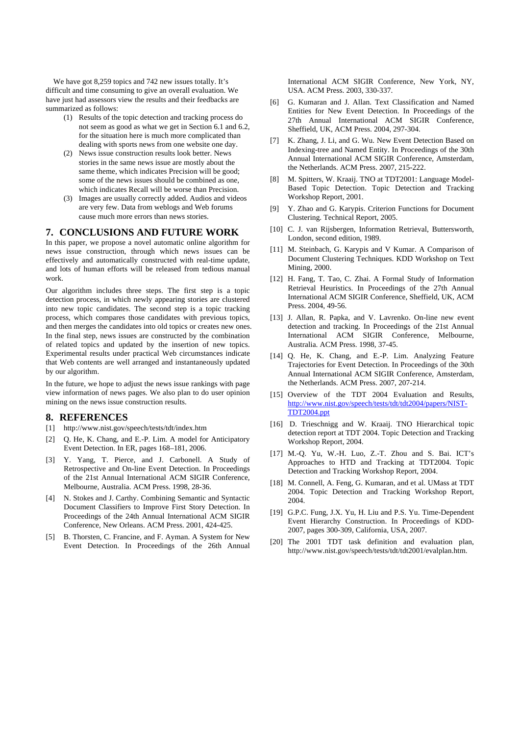We have got 8,259 topics and 742 new issues totally. It's difficult and time consuming to give an overall evaluation. We have just had assessors view the results and their feedbacks are summarized as follows:

1. Results of the topic detection and tracking process do not seem as good as what we get in Section 6.1 and 6.2, for the situation here is much more complicated than dealing with sports news from one website one day.
2. News issue construction results look better. News stories in the same news issue are mostly about the same theme, which indicates Precision will be good; some of the news issues should be combined as one, which indicates Recall will be worse than Precision.
3. Images are usually correctly added. Audios and videos are very few. Data from weblogs and Web forums cause much more errors than news stories.

## 7. CONCLUSIONS AND FUTURE WORK

In this paper, we propose a novel automatic online algorithm for news issue construction, through which news issues can be effectively and automatically constructed with real-time update, and lots of human efforts will be released from tedious manual work.

Our algorithm includes three steps. The first step is a topic detection process, in which newly appearing stories are clustered into new topic candidates. The second step is a topic tracking process, which compares those candidates with previous topics, and then merges the candidates into old topics or creates new ones. In the final step, news issues are constructed by the combination of related topics and updated by the insertion of new topics. Experimental results under practical Web circumstances indicate that Web contents are well arranged and instantaneously updated by our algorithm.

In the future, we hope to adjust the news issue rankings with page view information of news pages. We also plan to do user opinion mining on the news issue construction results.

## 8. REFERENCES

[1] http://www.nist.gov/speech/tests/tdt/index.htm

[2] Q. He, K. Chang, and E.-P. Lim. A model for Anticipatory Event Detection. In ER, pages 168–181, 2006.

[3] Y. Yang, T. Pierce, and J. Carbonell. A Study of Retrospective and On-line Event Detection. In Proceedings of the 21st Annual International ACM SIGIR Conference, Melbourne, Australia. ACM Press. 1998, 28-36.

[4] N. Stokes and J. Carthy. Combining Semantic and Syntactic Document Classifiers to Improve First Story Detection. In Proceedings of the 24th Annual International ACM SIGIR Conference, New Orleans. ACM Press. 2001, 424-425.

[5] B. Thorsten, C. Francine, and F. Ayman. A System for New Event Detection. In Proceedings of the 26th Annual International ACM SIGIR Conference, New York, NY, USA. ACM Press. 2003, 330-337.

[6] G. Kumaran and J. Allan. Text Classification and Named Entities for New Event Detection. In Proceedings of the 27th Annual International ACM SIGIR Conference, Sheffield, UK, ACM Press. 2004, 297-304.

[7] K. Zhang, J. Li, and G. Wu. New Event Detection Based on Indexing-tree and Named Entity. In Proceedings of the 30th Annual International ACM SIGIR Conference, Amsterdam, the Netherlands. ACM Press. 2007, 215-222.

[8] M. Spitters, W. Kraaij. TNO at TDT2001: Language Model-Based Topic Detection. Topic Detection and Tracking Workshop Report, 2001.

[9] Y. Zhao and G. Karypis. Criterion Functions for Document Clustering. Technical Report, 2005.

[10] C. J. van Rijsbergen, Information Retrieval, Buttersworth, London, second edition, 1989.

[11] M. Steinbach, G. Karypis and V Kumar. A Comparison of Document Clustering Techniques. KDD Workshop on Text Mining, 2000.

[12] H. Fang, T. Tao, C. Zhai. A Formal Study of Information Retrieval Heuristics. In Proceedings of the 27th Annual International ACM SIGIR Conference, Sheffield, UK, ACM Press. 2004, 49-56.

[13] J. Allan, R. Papka, and V. Lavrenko. On-line new event detection and tracking. In Proceedings of the 21st Annual International ACM SIGIR Conference, Melbourne, Australia. ACM Press. 1998, 37-45.

[14] Q. He, K. Chang, and E.-P. Lim. Analyzing Feature Trajectories for Event Detection. In Proceedings of the 30th Annual International ACM SIGIR Conference, Amsterdam, the Netherlands. ACM Press. 2007, 207-214.

[15] Overview of the TDT 2004 Evaluation and Results, http://www.nist.gov/speech/tests/tdt/tdt2004/papers/NIST-TDT2004.ppt

[16] D. Trieschnigg and W. Kraaij. TNO Hierarchical topic detection report at TDT 2004. Topic Detection and Tracking Workshop Report, 2004.

[17] M.-Q. Yu, W.-H. Luo, Z.-T. Zhou and S. Bai. ICT's Approaches to HTD and Tracking at TDT2004. Topic Detection and Tracking Workshop Report, 2004.

[18] M. Connell, A. Feng, G. Kumaran, and et al. UMass at TDT 2004. Topic Detection and Tracking Workshop Report, 2004.

[19] G.P.C. Fung, J.X. Yu, H. Liu and P.S. Yu. Time-Dependent Event Hierarchy Construction. In Proceedings of KDD-2007, pages 300-309, California, USA, 2007.

[20] The 2001 TDT task definition and evaluation plan, http://www.nist.gov/speech/tests/tdt/tdt2001/evalplan.htm.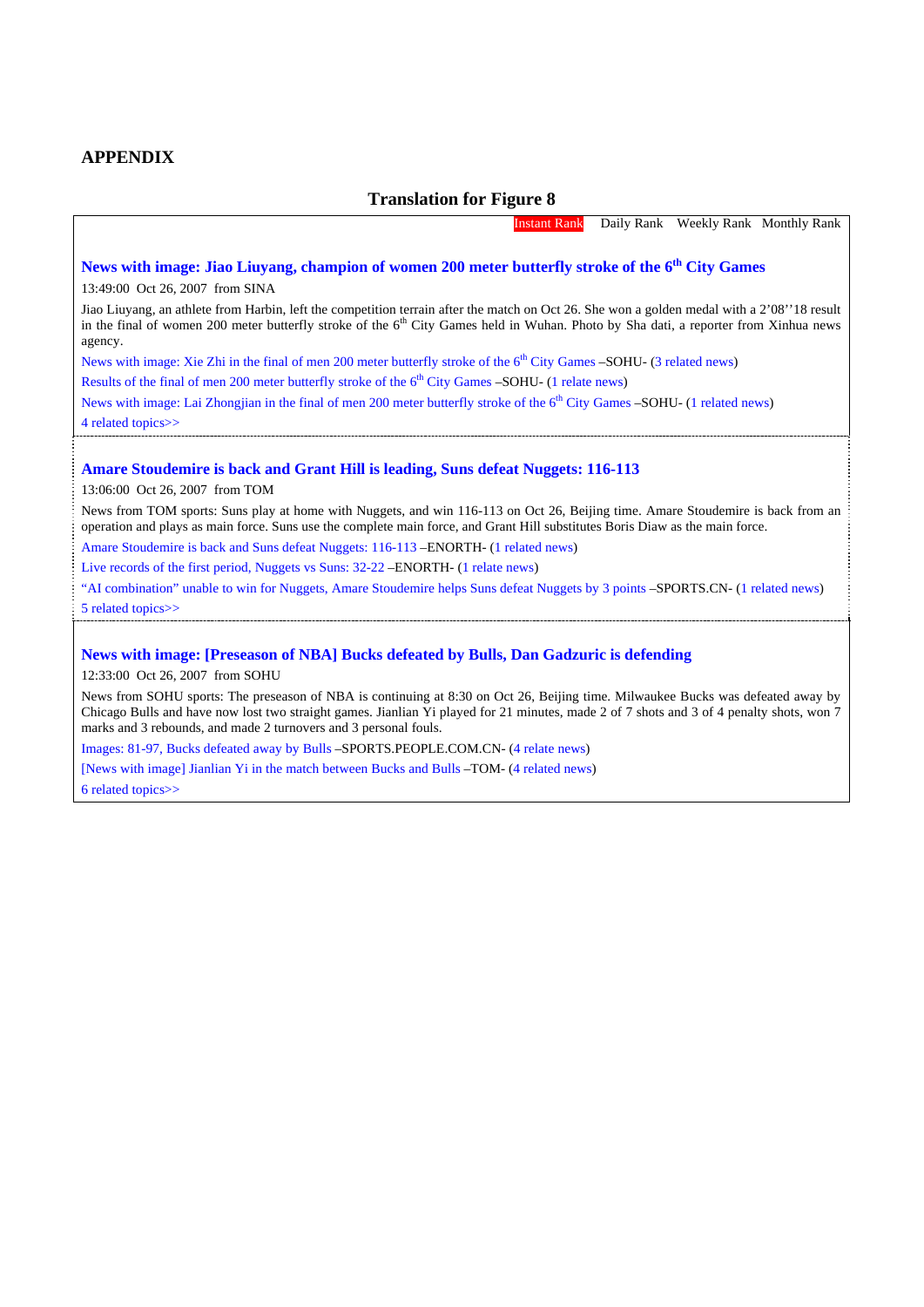## APPENDIX

### Translation for Figure 8

Instant Rank  Daily Rank  Weekly Rank  Monthly Rank

**News with image: Jiao Liuyang, champion of women 200 meter butterfly stroke of the 6th City Games**

13:49:00 Oct 26, 2007 from SINA

Jiao Liuyang, an athlete from Harbin, left the competition terrain after the match on Oct 26. She won a golden medal with a 2'08''18 result in the final of women 200 meter butterfly stroke of the 6th City Games held in Wuhan. Photo by Sha dati, a reporter from Xinhua news agency.

News with image: Xie Zhi in the final of men 200 meter butterfly stroke of the 6th City Games –SOHU- (3 related news)

Results of the final of men 200 meter butterfly stroke of the 6th City Games –SOHU- (1 relate news)

News with image: Lai Zhongjian in the final of men 200 meter butterfly stroke of the 6th City Games –SOHU- (1 related news)

4 related topics>>

---

**Amare Stoudemire is back and Grant Hill is leading, Suns defeat Nuggets: 116-113**

13:06:00 Oct 26, 2007 from TOM

News from TOM sports: Suns play at home with Nuggets, and win 116-113 on Oct 26, Beijing time. Amare Stoudemire is back from an operation and plays as main force. Suns use the complete main force, and Grant Hill substitutes Boris Diaw as the main force.

Amare Stoudemire is back and Suns defeat Nuggets: 116-113 –ENORTH- (1 related news)

Live records of the first period, Nuggets vs Suns: 32-22 –ENORTH- (1 relate news)

"AI combination" unable to win for Nuggets, Amare Stoudemire helps Suns defeat Nuggets by 3 points –SPORTS.CN- (1 related news)

5 related topics>>

---

**News with image: [Preseason of NBA] Bucks defeated by Bulls, Dan Gadzuric is defending**

12:33:00 Oct 26, 2007 from SOHU

News from SOHU sports: The preseason of NBA is continuing at 8:30 on Oct 26, Beijing time. Milwaukee Bucks was defeated away by Chicago Bulls and have now lost two straight games. Jianlian Yi played for 21 minutes, made 2 of 7 shots and 3 of 4 penalty shots, won 7 marks and 3 rebounds, and made 2 turnovers and 3 personal fouls.

Images: 81-97, Bucks defeated away by Bulls –SPORTS.PEOPLE.COM.CN- (4 relate news)

[News with image] Jianlian Yi in the match between Bucks and Bulls –TOM- (4 related news)

6 related topics>>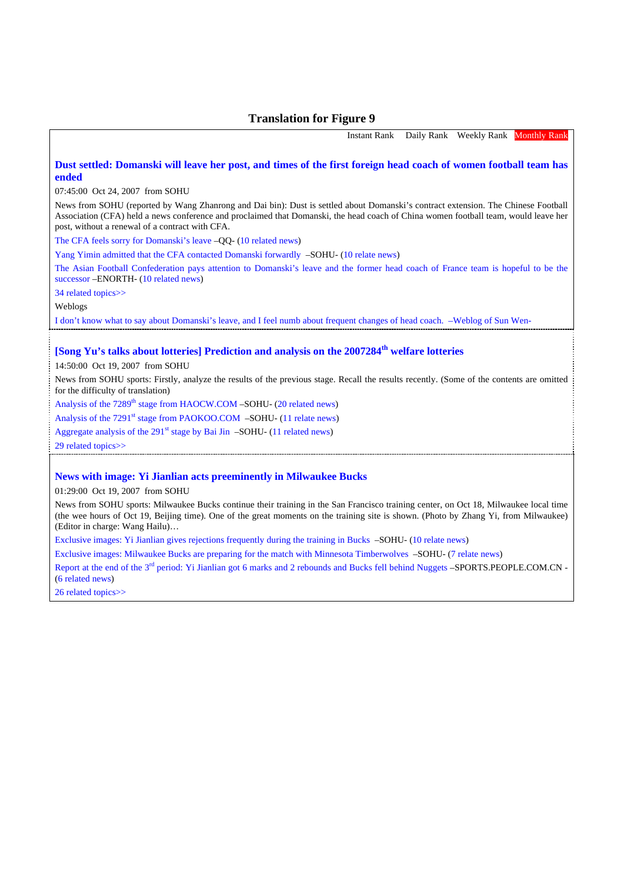# Translation for Figure 9

Instant Rank    Daily Rank    Weekly Rank    Monthly Rank

**Dust settled: Domanski will leave her post, and times of the first foreign head coach of women football team has ended**

07:45:00 Oct 24, 2007 from SOHU

News from SOHU (reported by Wang Zhanrong and Dai bin): Dust is settled about Domanski's contract extension. The Chinese Football Association (CFA) held a news conference and proclaimed that Domanski, the head coach of China women football team, would leave her post, without a renewal of a contract with CFA.

The CFA feels sorry for Domanski's leave –QQ- (10 related news)

Yang Yimin admitted that the CFA contacted Domanski forwardly –SOHU- (10 relate news)

The Asian Football Confederation pays attention to Domanski's leave and the former head coach of France team is hopeful to be the successor –ENORTH- (10 related news)

34 related topics>>

Weblogs

I don't know what to say about Domanski's leave, and I feel numb about frequent changes of head coach. –Weblog of Sun Wen-

---

**[Song Yu's talks about lotteries] Prediction and analysis on the 2007284th welfare lotteries**

14:50:00 Oct 19, 2007 from SOHU

News from SOHU sports: Firstly, analyze the results of the previous stage. Recall the results recently. (Some of the contents are omitted for the difficulty of translation)

Analysis of the 7289th stage from HAOCW.COM –SOHU- (20 related news)

Analysis of the 7291st stage from PAOKOO.COM –SOHU- (11 relate news)

Aggregate analysis of the 291st stage by Bai Jin –SOHU- (11 related news)

29 related topics>>

---

**News with image: Yi Jianlian acts preeminently in Milwaukee Bucks**

01:29:00 Oct 19, 2007 from SOHU

News from SOHU sports: Milwaukee Bucks continue their training in the San Francisco training center, on Oct 18, Milwaukee local time (the wee hours of Oct 19, Beijing time). One of the great moments on the training site is shown. (Photo by Zhang Yi, from Milwaukee) (Editor in charge: Wang Hailu)…

Exclusive images: Yi Jianlian gives rejections frequently during the training in Bucks –SOHU- (10 relate news)

Exclusive images: Milwaukee Bucks are preparing for the match with Minnesota Timberwolves –SOHU- (7 relate news)

Report at the end of the 3rd period: Yi Jianlian got 6 marks and 2 rebounds and Bucks fell behind Nuggets –SPORTS.PEOPLE.COM.CN - (6 related news)

26 related topics>>